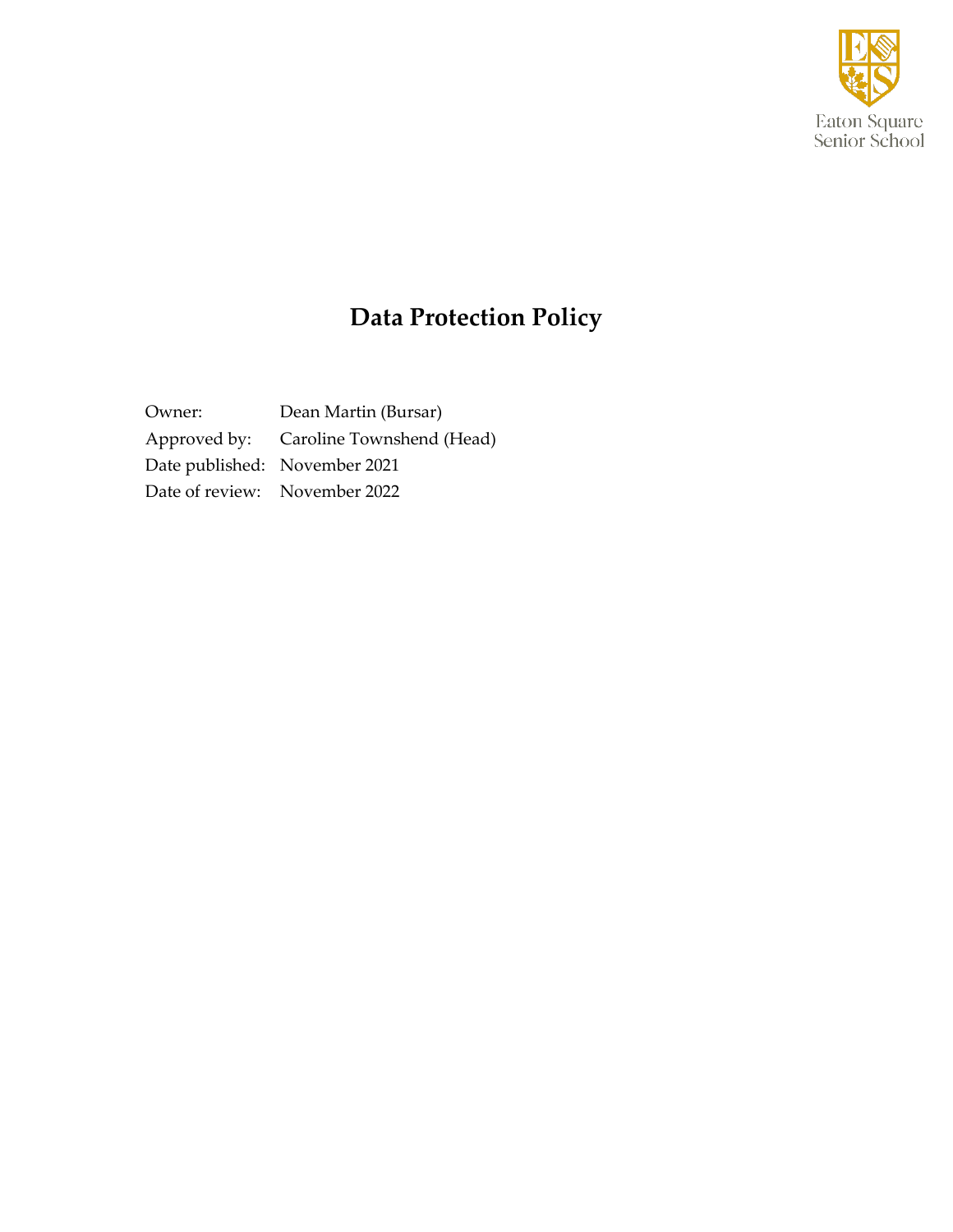Eaton Square Senior School

# Data Protection Policy

| | |
|---|---|
| Owner: | Dean Martin (Bursar) |
| Approved by: | Caroline Townshend (Head) |
| Date published: | November 2021 |
| Date of review: | November 2022 |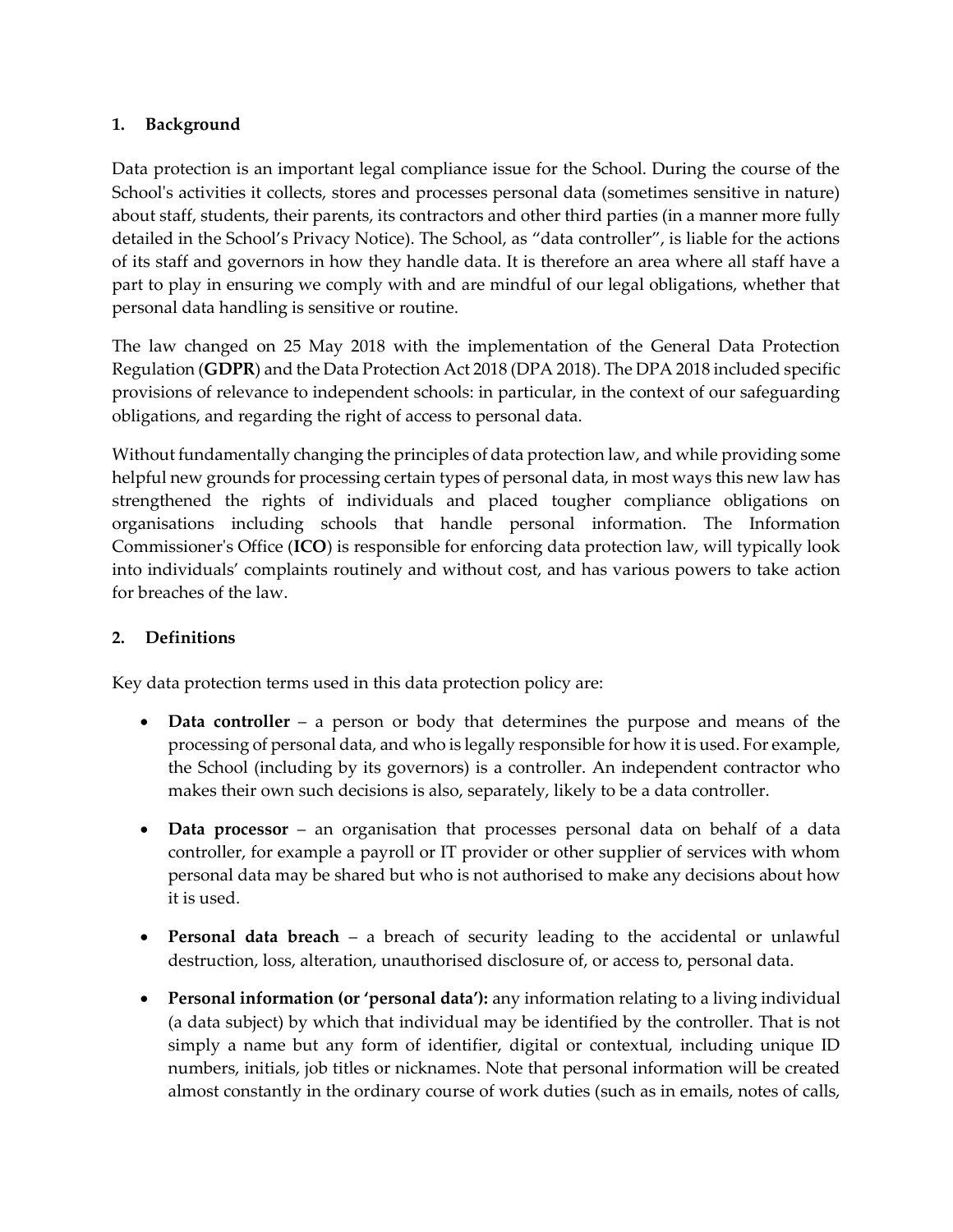## 1. Background

Data protection is an important legal compliance issue for the School. During the course of the School's activities it collects, stores and processes personal data (sometimes sensitive in nature) about staff, students, their parents, its contractors and other third parties (in a manner more fully detailed in the School's Privacy Notice). The School, as "data controller", is liable for the actions of its staff and governors in how they handle data. It is therefore an area where all staff have a part to play in ensuring we comply with and are mindful of our legal obligations, whether that personal data handling is sensitive or routine.

The law changed on 25 May 2018 with the implementation of the General Data Protection Regulation (**GDPR**) and the Data Protection Act 2018 (DPA 2018). The DPA 2018 included specific provisions of relevance to independent schools: in particular, in the context of our safeguarding obligations, and regarding the right of access to personal data.

Without fundamentally changing the principles of data protection law, and while providing some helpful new grounds for processing certain types of personal data, in most ways this new law has strengthened the rights of individuals and placed tougher compliance obligations on organisations including schools that handle personal information. The Information Commissioner's Office (**ICO**) is responsible for enforcing data protection law, will typically look into individuals' complaints routinely and without cost, and has various powers to take action for breaches of the law.

## 2. Definitions

Key data protection terms used in this data protection policy are:

- **Data controller** – a person or body that determines the purpose and means of the processing of personal data, and who is legally responsible for how it is used. For example, the School (including by its governors) is a controller. An independent contractor who makes their own such decisions is also, separately, likely to be a data controller.
- **Data processor** – an organisation that processes personal data on behalf of a data controller, for example a payroll or IT provider or other supplier of services with whom personal data may be shared but who is not authorised to make any decisions about how it is used.
- **Personal data breach** – a breach of security leading to the accidental or unlawful destruction, loss, alteration, unauthorised disclosure of, or access to, personal data.
- **Personal information (or 'personal data'):** any information relating to a living individual (a data subject) by which that individual may be identified by the controller. That is not simply a name but any form of identifier, digital or contextual, including unique ID numbers, initials, job titles or nicknames. Note that personal information will be created almost constantly in the ordinary course of work duties (such as in emails, notes of calls,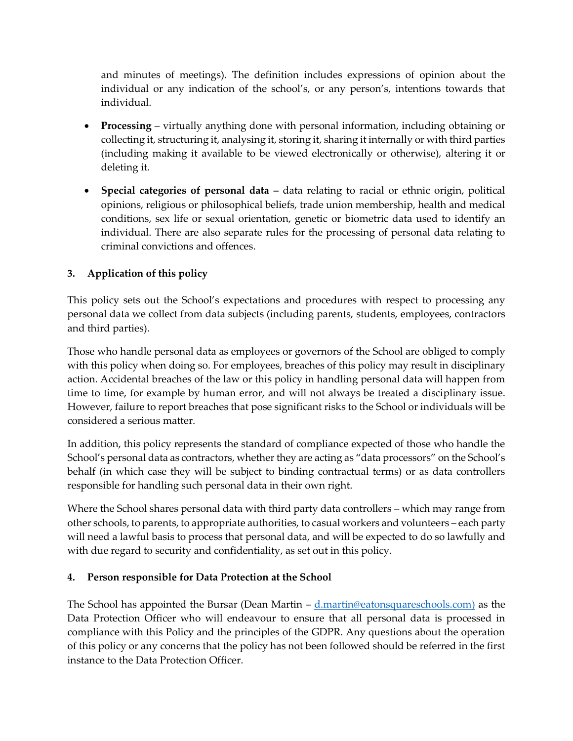and minutes of meetings). The definition includes expressions of opinion about the individual or any indication of the school's, or any person's, intentions towards that individual.

- **Processing** – virtually anything done with personal information, including obtaining or collecting it, structuring it, analysing it, storing it, sharing it internally or with third parties (including making it available to be viewed electronically or otherwise), altering it or deleting it.

- **Special categories of personal data –** data relating to racial or ethnic origin, political opinions, religious or philosophical beliefs, trade union membership, health and medical conditions, sex life or sexual orientation, genetic or biometric data used to identify an individual. There are also separate rules for the processing of personal data relating to criminal convictions and offences.

## 3. Application of this policy

This policy sets out the School's expectations and procedures with respect to processing any personal data we collect from data subjects (including parents, students, employees, contractors and third parties).

Those who handle personal data as employees or governors of the School are obliged to comply with this policy when doing so. For employees, breaches of this policy may result in disciplinary action. Accidental breaches of the law or this policy in handling personal data will happen from time to time, for example by human error, and will not always be treated a disciplinary issue. However, failure to report breaches that pose significant risks to the School or individuals will be considered a serious matter.

In addition, this policy represents the standard of compliance expected of those who handle the School's personal data as contractors, whether they are acting as "data processors" on the School's behalf (in which case they will be subject to binding contractual terms) or as data controllers responsible for handling such personal data in their own right.

Where the School shares personal data with third party data controllers – which may range from other schools, to parents, to appropriate authorities, to casual workers and volunteers – each party will need a lawful basis to process that personal data, and will be expected to do so lawfully and with due regard to security and confidentiality, as set out in this policy.

## 4. Person responsible for Data Protection at the School

The School has appointed the Bursar (Dean Martin – d.martin@eatonsquareschools.com) as the Data Protection Officer who will endeavour to ensure that all personal data is processed in compliance with this Policy and the principles of the GDPR. Any questions about the operation of this policy or any concerns that the policy has not been followed should be referred in the first instance to the Data Protection Officer.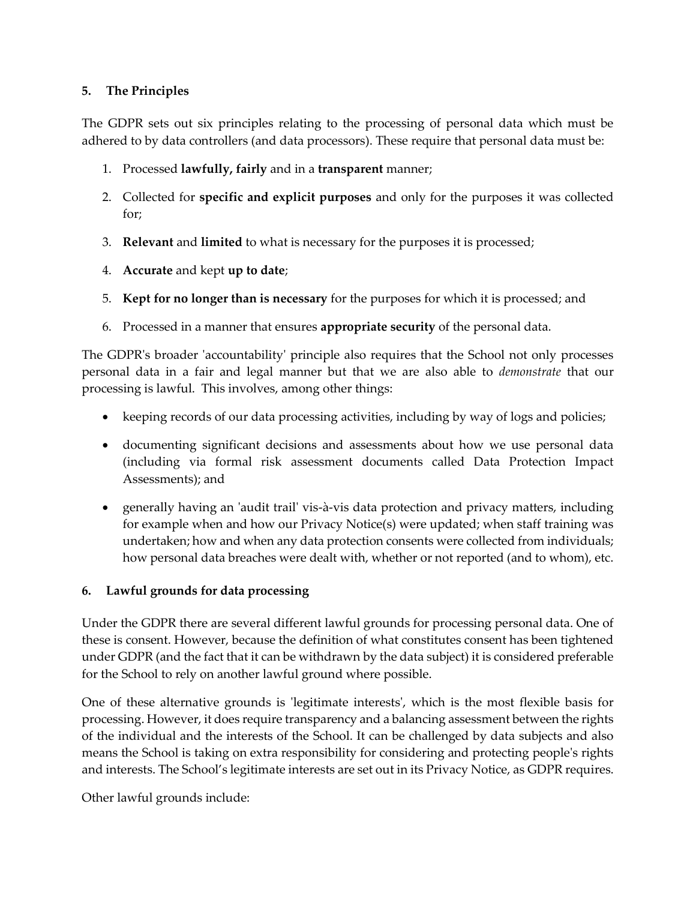## 5. The Principles

The GDPR sets out six principles relating to the processing of personal data which must be adhered to by data controllers (and data processors). These require that personal data must be:

1. Processed **lawfully, fairly** and in a **transparent** manner;
2. Collected for **specific and explicit purposes** and only for the purposes it was collected for;
3. **Relevant** and **limited** to what is necessary for the purposes it is processed;
4. **Accurate** and kept **up to date**;
5. **Kept for no longer than is necessary** for the purposes for which it is processed; and
6. Processed in a manner that ensures **appropriate security** of the personal data.

The GDPR's broader 'accountability' principle also requires that the School not only processes personal data in a fair and legal manner but that we are also able to *demonstrate* that our processing is lawful. This involves, among other things:

- keeping records of our data processing activities, including by way of logs and policies;
- documenting significant decisions and assessments about how we use personal data (including via formal risk assessment documents called Data Protection Impact Assessments); and
- generally having an 'audit trail' vis-à-vis data protection and privacy matters, including for example when and how our Privacy Notice(s) were updated; when staff training was undertaken; how and when any data protection consents were collected from individuals; how personal data breaches were dealt with, whether or not reported (and to whom), etc.

## 6. Lawful grounds for data processing

Under the GDPR there are several different lawful grounds for processing personal data. One of these is consent. However, because the definition of what constitutes consent has been tightened under GDPR (and the fact that it can be withdrawn by the data subject) it is considered preferable for the School to rely on another lawful ground where possible.

One of these alternative grounds is 'legitimate interests', which is the most flexible basis for processing. However, it does require transparency and a balancing assessment between the rights of the individual and the interests of the School. It can be challenged by data subjects and also means the School is taking on extra responsibility for considering and protecting people's rights and interests. The School's legitimate interests are set out in its Privacy Notice, as GDPR requires.

Other lawful grounds include: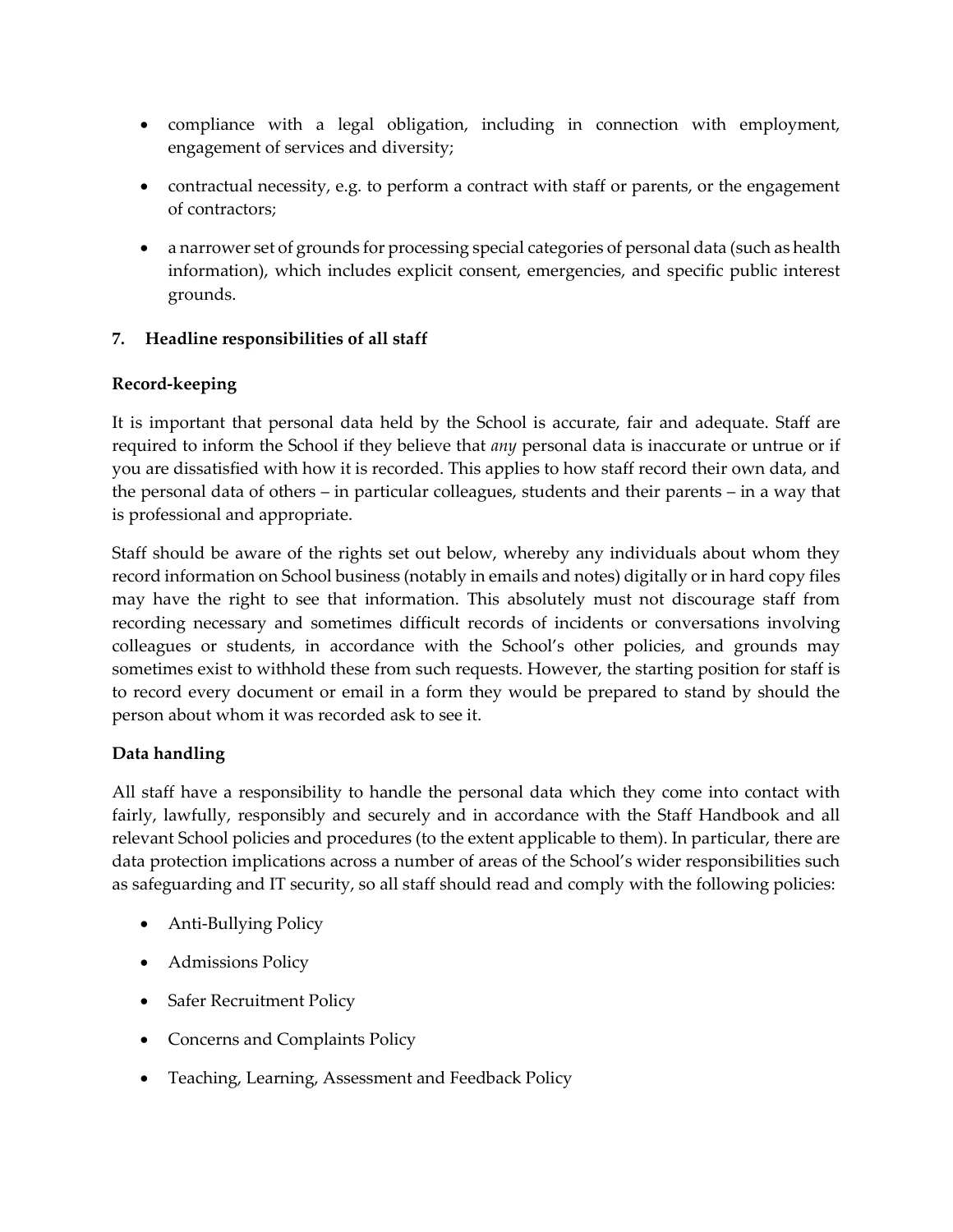- compliance with a legal obligation, including in connection with employment, engagement of services and diversity;
- contractual necessity, e.g. to perform a contract with staff or parents, or the engagement of contractors;
- a narrower set of grounds for processing special categories of personal data (such as health information), which includes explicit consent, emergencies, and specific public interest grounds.

## 7. Headline responsibilities of all staff

**Record-keeping**

It is important that personal data held by the School is accurate, fair and adequate. Staff are required to inform the School if they believe that *any* personal data is inaccurate or untrue or if you are dissatisfied with how it is recorded. This applies to how staff record their own data, and the personal data of others – in particular colleagues, students and their parents – in a way that is professional and appropriate.

Staff should be aware of the rights set out below, whereby any individuals about whom they record information on School business (notably in emails and notes) digitally or in hard copy files may have the right to see that information. This absolutely must not discourage staff from recording necessary and sometimes difficult records of incidents or conversations involving colleagues or students, in accordance with the School's other policies, and grounds may sometimes exist to withhold these from such requests. However, the starting position for staff is to record every document or email in a form they would be prepared to stand by should the person about whom it was recorded ask to see it.

**Data handling**

All staff have a responsibility to handle the personal data which they come into contact with fairly, lawfully, responsibly and securely and in accordance with the Staff Handbook and all relevant School policies and procedures (to the extent applicable to them). In particular, there are data protection implications across a number of areas of the School's wider responsibilities such as safeguarding and IT security, so all staff should read and comply with the following policies:

- Anti-Bullying Policy
- Admissions Policy
- Safer Recruitment Policy
- Concerns and Complaints Policy
- Teaching, Learning, Assessment and Feedback Policy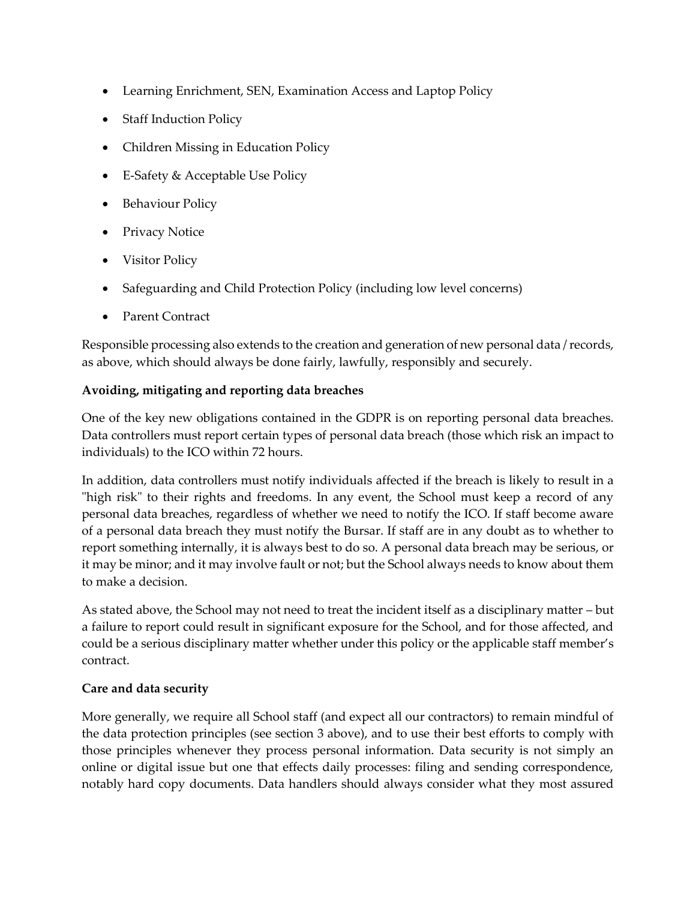- Learning Enrichment, SEN, Examination Access and Laptop Policy
- Staff Induction Policy
- Children Missing in Education Policy
- E-Safety & Acceptable Use Policy
- Behaviour Policy
- Privacy Notice
- Visitor Policy
- Safeguarding and Child Protection Policy (including low level concerns)
- Parent Contract

Responsible processing also extends to the creation and generation of new personal data / records, as above, which should always be done fairly, lawfully, responsibly and securely.

**Avoiding, mitigating and reporting data breaches**

One of the key new obligations contained in the GDPR is on reporting personal data breaches. Data controllers must report certain types of personal data breach (those which risk an impact to individuals) to the ICO within 72 hours.

In addition, data controllers must notify individuals affected if the breach is likely to result in a "high risk" to their rights and freedoms. In any event, the School must keep a record of any personal data breaches, regardless of whether we need to notify the ICO. If staff become aware of a personal data breach they must notify the Bursar. If staff are in any doubt as to whether to report something internally, it is always best to do so. A personal data breach may be serious, or it may be minor; and it may involve fault or not; but the School always needs to know about them to make a decision.

As stated above, the School may not need to treat the incident itself as a disciplinary matter – but a failure to report could result in significant exposure for the School, and for those affected, and could be a serious disciplinary matter whether under this policy or the applicable staff member's contract.

**Care and data security**

More generally, we require all School staff (and expect all our contractors) to remain mindful of the data protection principles (see section 3 above), and to use their best efforts to comply with those principles whenever they process personal information. Data security is not simply an online or digital issue but one that effects daily processes: filing and sending correspondence, notably hard copy documents. Data handlers should always consider what they most assured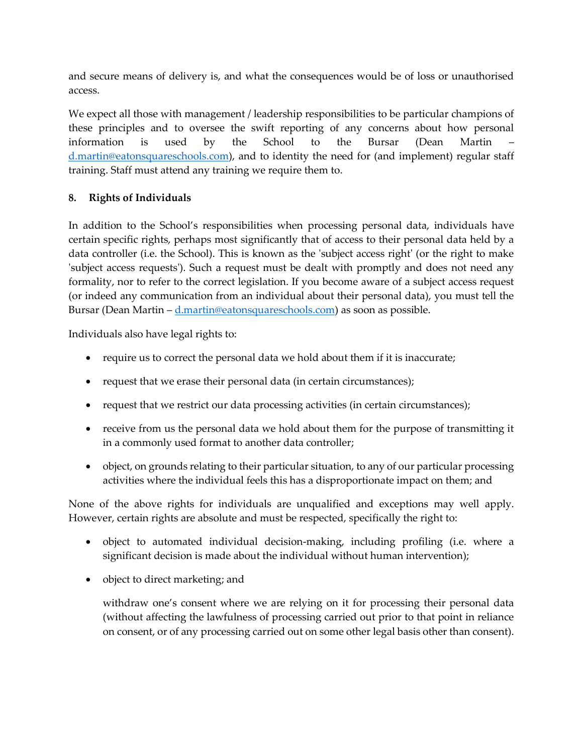and secure means of delivery is, and what the consequences would be of loss or unauthorised access.

We expect all those with management / leadership responsibilities to be particular champions of these principles and to oversee the swift reporting of any concerns about how personal information is used by the School to the Bursar (Dean Martin – [d.martin@eatonsquareschools.com](mailto:d.martin@eatonsquareschools.com)), and to identity the need for (and implement) regular staff training. Staff must attend any training we require them to.

## 8. Rights of Individuals

In addition to the School's responsibilities when processing personal data, individuals have certain specific rights, perhaps most significantly that of access to their personal data held by a data controller (i.e. the School). This is known as the 'subject access right' (or the right to make 'subject access requests'). Such a request must be dealt with promptly and does not need any formality, nor to refer to the correct legislation. If you become aware of a subject access request (or indeed any communication from an individual about their personal data), you must tell the Bursar (Dean Martin – [d.martin@eatonsquareschools.com](mailto:d.martin@eatonsquareschools.com)) as soon as possible.

Individuals also have legal rights to:

- require us to correct the personal data we hold about them if it is inaccurate;
- request that we erase their personal data (in certain circumstances);
- request that we restrict our data processing activities (in certain circumstances);
- receive from us the personal data we hold about them for the purpose of transmitting it in a commonly used format to another data controller;
- object, on grounds relating to their particular situation, to any of our particular processing activities where the individual feels this has a disproportionate impact on them; and

None of the above rights for individuals are unqualified and exceptions may well apply. However, certain rights are absolute and must be respected, specifically the right to:

- object to automated individual decision-making, including profiling (i.e. where a significant decision is made about the individual without human intervention);
- object to direct marketing; and

  withdraw one's consent where we are relying on it for processing their personal data (without affecting the lawfulness of processing carried out prior to that point in reliance on consent, or of any processing carried out on some other legal basis other than consent).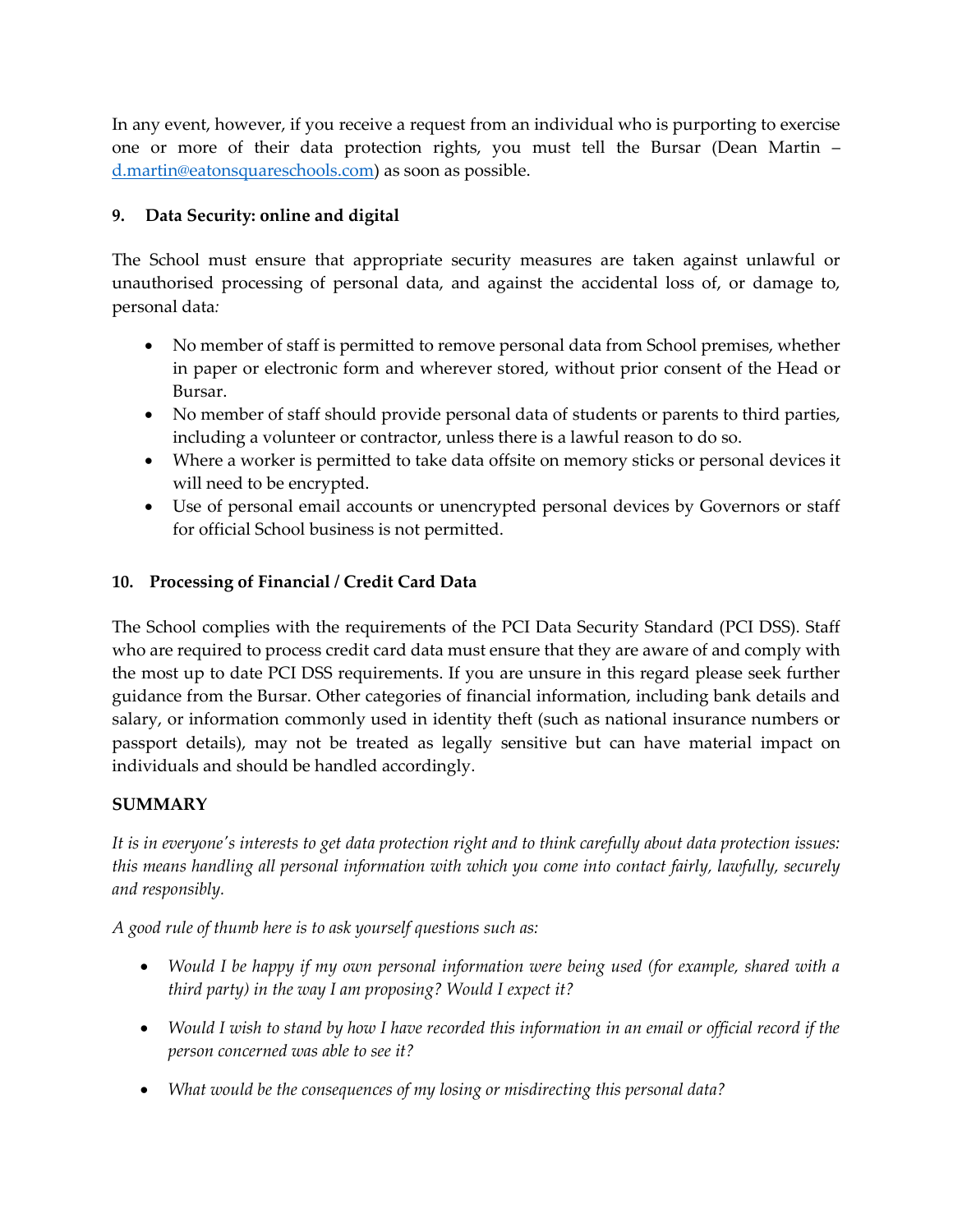In any event, however, if you receive a request from an individual who is purporting to exercise one or more of their data protection rights, you must tell the Bursar (Dean Martin – [d.martin@eatonsquareschools.com](mailto:d.martin@eatonsquareschools.com)) as soon as possible.

### 9. Data Security: online and digital

The School must ensure that appropriate security measures are taken against unlawful or unauthorised processing of personal data, and against the accidental loss of, or damage to, personal data*:*

- No member of staff is permitted to remove personal data from School premises, whether in paper or electronic form and wherever stored, without prior consent of the Head or Bursar.
- No member of staff should provide personal data of students or parents to third parties, including a volunteer or contractor, unless there is a lawful reason to do so.
- Where a worker is permitted to take data offsite on memory sticks or personal devices it will need to be encrypted.
- Use of personal email accounts or unencrypted personal devices by Governors or staff for official School business is not permitted.

### 10. Processing of Financial / Credit Card Data

The School complies with the requirements of the PCI Data Security Standard (PCI DSS). Staff who are required to process credit card data must ensure that they are aware of and comply with the most up to date PCI DSS requirements. If you are unsure in this regard please seek further guidance from the Bursar. Other categories of financial information, including bank details and salary, or information commonly used in identity theft (such as national insurance numbers or passport details), may not be treated as legally sensitive but can have material impact on individuals and should be handled accordingly.

### SUMMARY

*It is in everyone's interests to get data protection right and to think carefully about data protection issues: this means handling all personal information with which you come into contact fairly, lawfully, securely and responsibly.*

*A good rule of thumb here is to ask yourself questions such as:*

- *Would I be happy if my own personal information were being used (for example, shared with a third party) in the way I am proposing? Would I expect it?*
- *Would I wish to stand by how I have recorded this information in an email or official record if the person concerned was able to see it?*
- *What would be the consequences of my losing or misdirecting this personal data?*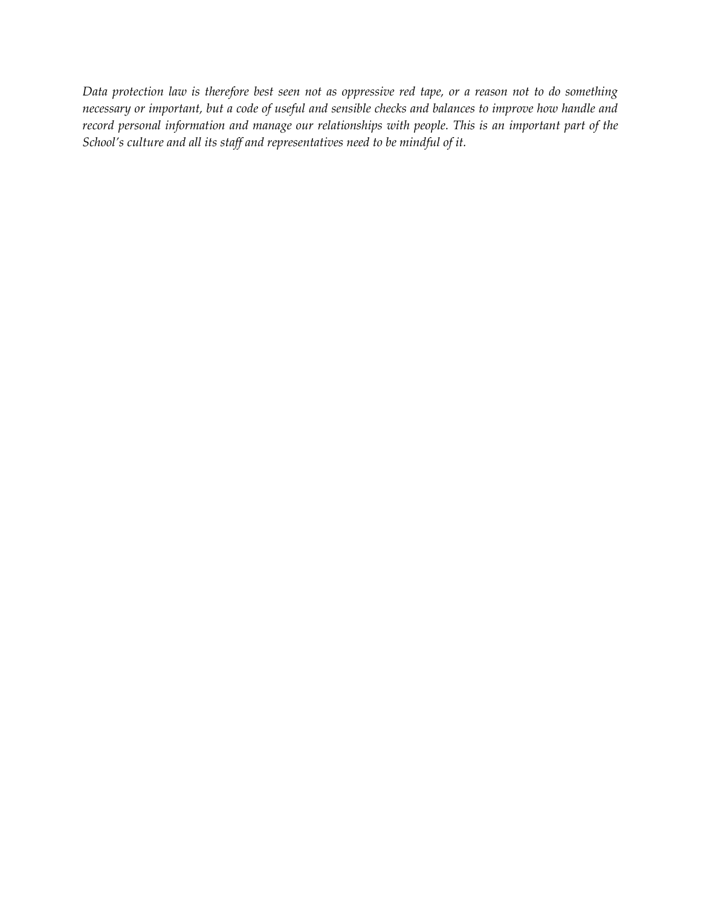*Data protection law is therefore best seen not as oppressive red tape, or a reason not to do something necessary or important, but a code of useful and sensible checks and balances to improve how handle and record personal information and manage our relationships with people. This is an important part of the School's culture and all its staff and representatives need to be mindful of it.*